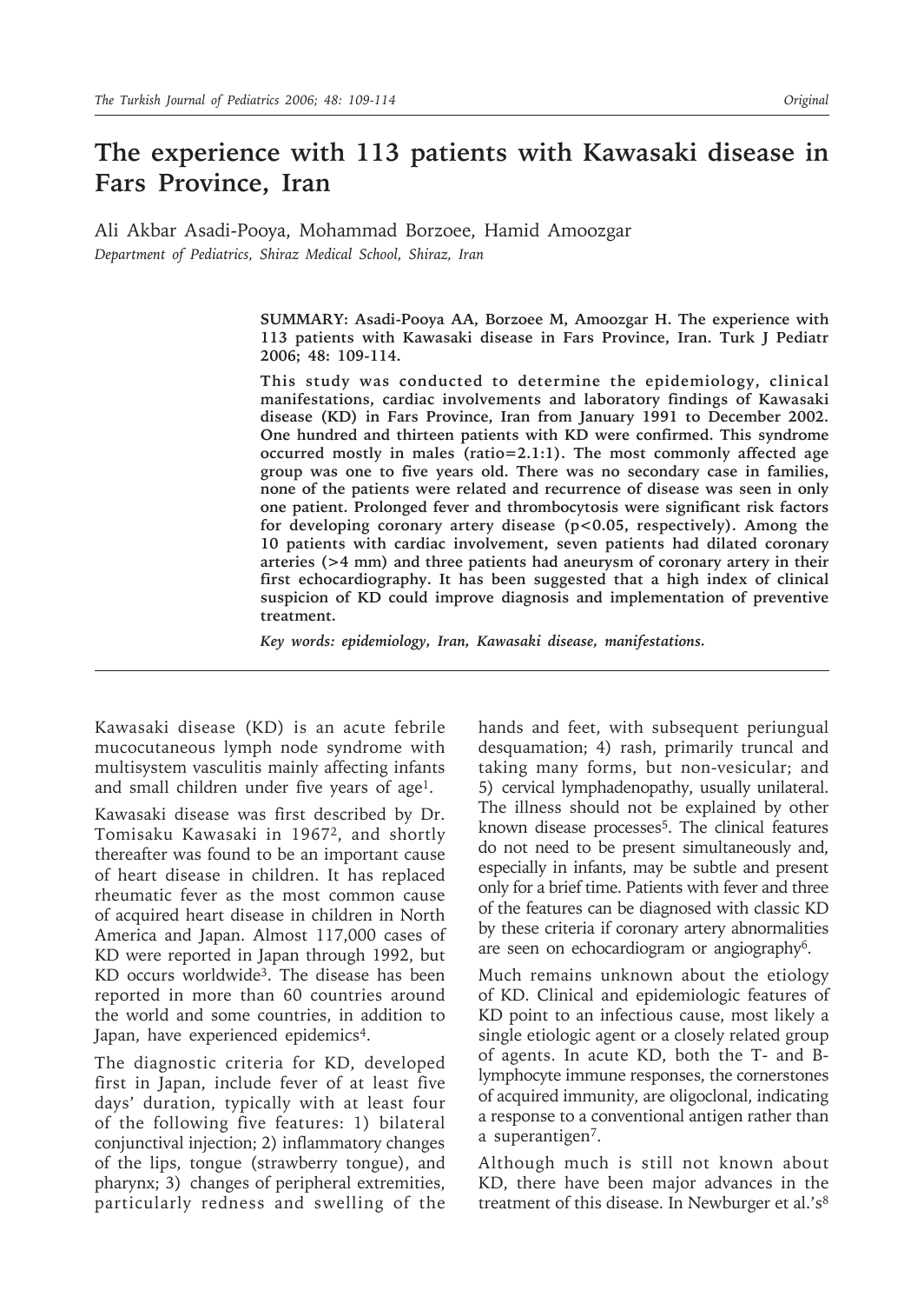# The experience with 113 patients with Kawasaki disease in Fars Province, Iran

Ali Akbar Asadi-Pooya, Mohammad Borzoee, Hamid Amoozgar

*Department of Pediatrics, Shiraz Medical School, Shiraz, Iran*

**SUMMARY: Asadi-Pooya AA, Borzoee M, Amoozgar H. The experience with 113 patients with Kawasaki disease in Fars Province, Iran. Turk J Pediatr 2006; 48: 109-114.**

**This study was conducted to determine the epidemiology, clinical manifestations, cardiac involvements and laboratory findings of Kawasaki disease (KD) in Fars Province, Iran from January 1991 to December 2002. One hundred and thirteen patients with KD were confirmed. This syndrome occurred mostly in males (ratio=2.1:1). The most commonly affected age group was one to five years old. There was no secondary case in families, none of the patients were related and recurrence of disease was seen in only one patient. Prolonged fever and thrombocytosis were significant risk factors for developing coronary artery disease ($p<0.05$, respectively). Among the 10 patients with cardiac involvement, seven patients had dilated coronary arteries (>4 mm) and three patients had aneurysm of coronary artery in their first echocardiography. It has been suggested that a high index of clinical suspicion of KD could improve diagnosis and implementation of preventive treatment.**

***Key words: epidemiology, Iran, Kawasaki disease, manifestations.***

Kawasaki disease (KD) is an acute febrile mucocutaneous lymph node syndrome with multisystem vasculitis mainly affecting infants and small children under five years of age[1].

Kawasaki disease was first described by Dr. Tomisaku Kawasaki in 1967[2], and shortly thereafter was found to be an important cause of heart disease in children. It has replaced rheumatic fever as the most common cause of acquired heart disease in children in North America and Japan. Almost 117,000 cases of KD were reported in Japan through 1992, but KD occurs worldwide[3]. The disease has been reported in more than 60 countries around the world and some countries, in addition to Japan, have experienced epidemics[4].

The diagnostic criteria for KD, developed first in Japan, include fever of at least five days' duration, typically with at least four of the following five features: 1) bilateral conjunctival injection; 2) inflammatory changes of the lips, tongue (strawberry tongue), and pharynx; 3) changes of peripheral extremities, particularly redness and swelling of the hands and feet, with subsequent periungual desquamation; 4) rash, primarily truncal and taking many forms, but non-vesicular; and 5) cervical lymphadenopathy, usually unilateral. The illness should not be explained by other known disease processes[5]. The clinical features do not need to be present simultaneously and, especially in infants, may be subtle and present only for a brief time. Patients with fever and three of the features can be diagnosed with classic KD by these criteria if coronary artery abnormalities are seen on echocardiogram or angiography[6].

Much remains unknown about the etiology of KD. Clinical and epidemiologic features of KD point to an infectious cause, most likely a single etiologic agent or a closely related group of agents. In acute KD, both the T- and B-lymphocyte immune responses, the cornerstones of acquired immunity, are oligoclonal, indicating a response to a conventional antigen rather than a superantigen[7].

Although much is still not known about KD, there have been major advances in the treatment of this disease. In Newburger et al.'s[8]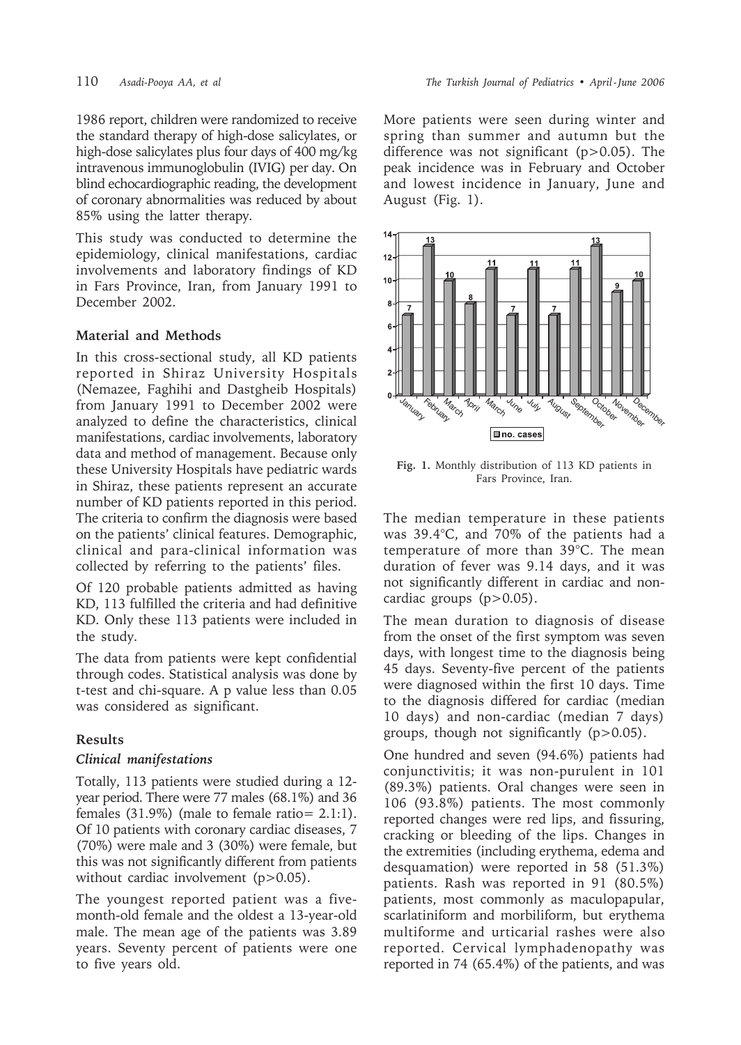1986 report, children were randomized to receive the standard therapy of high-dose salicylates, or high-dose salicylates plus four days of 400 mg/kg intravenous immunoglobulin (IVIG) per day. On blind echocardiographic reading, the development of coronary abnormalities was reduced by about 85% using the latter therapy.

This study was conducted to determine the epidemiology, clinical manifestations, cardiac involvements and laboratory findings of KD in Fars Province, Iran, from January 1991 to December 2002.

## Material and Methods

In this cross-sectional study, all KD patients reported in Shiraz University Hospitals (Nemazee, Faghihi and Dastgheib Hospitals) from January 1991 to December 2002 were analyzed to define the characteristics, clinical manifestations, cardiac involvements, laboratory data and method of management. Because only these University Hospitals have pediatric wards in Shiraz, these patients represent an accurate number of KD patients reported in this period. The criteria to confirm the diagnosis were based on the patients' clinical features. Demographic, clinical and para-clinical information was collected by referring to the patients' files.

Of 120 probable patients admitted as having KD, 113 fulfilled the criteria and had definitive KD. Only these 113 patients were included in the study.

The data from patients were kept confidential through codes. Statistical analysis was done by t-test and chi-square. A p value less than 0.05 was considered as significant.

## Results

### *Clinical manifestations*

Totally, 113 patients were studied during a 12-year period. There were 77 males (68.1%) and 36 females (31.9%) (male to female ratio= 2.1:1). Of 10 patients with coronary cardiac diseases, 7 (70%) were male and 3 (30%) were female, but this was not significantly different from patients without cardiac involvement ($p>0.05$).

The youngest reported patient was a five-month-old female and the oldest a 13-year-old male. The mean age of the patients was 3.89 years. Seventy percent of patients were one to five years old.

More patients were seen during winter and spring than summer and autumn but the difference was not significant ($p>0.05$). The peak incidence was in February and October and lowest incidence in January, June and August (Fig. 1).

| Month | no. cases |
|---|---|
| January | 7 |
| February | 13 |
| March | 10 |
| April | 8 |
| March | 11 |
| June | 7 |
| July | 11 |
| August | 7 |
| September | 11 |
| October | 13 |
| November | 9 |
| December | 10 |

**Fig. 1.** Monthly distribution of 113 KD patients in Fars Province, Iran.

The median temperature in these patients was 39.4°C, and 70% of the patients had a temperature of more than 39°C. The mean duration of fever was 9.14 days, and it was not significantly different in cardiac and non-cardiac groups ($p>0.05$).

The mean duration to diagnosis of disease from the onset of the first symptom was seven days, with longest time to the diagnosis being 45 days. Seventy-five percent of the patients were diagnosed within the first 10 days. Time to the diagnosis differed for cardiac (median 10 days) and non-cardiac (median 7 days) groups, though not significantly ($p>0.05$).

One hundred and seven (94.6%) patients had conjunctivitis; it was non-purulent in 101 (89.3%) patients. Oral changes were seen in 106 (93.8%) patients. The most commonly reported changes were red lips, and fissuring, cracking or bleeding of the lips. Changes in the extremities (including erythema, edema and desquamation) were reported in 58 (51.3%) patients. Rash was reported in 91 (80.5%) patients, most commonly as maculopapular, scarlatiniform and morbiliform, but erythema multiforme and urticarial rashes were also reported. Cervical lymphadenopathy was reported in 74 (65.4%) of the patients, and was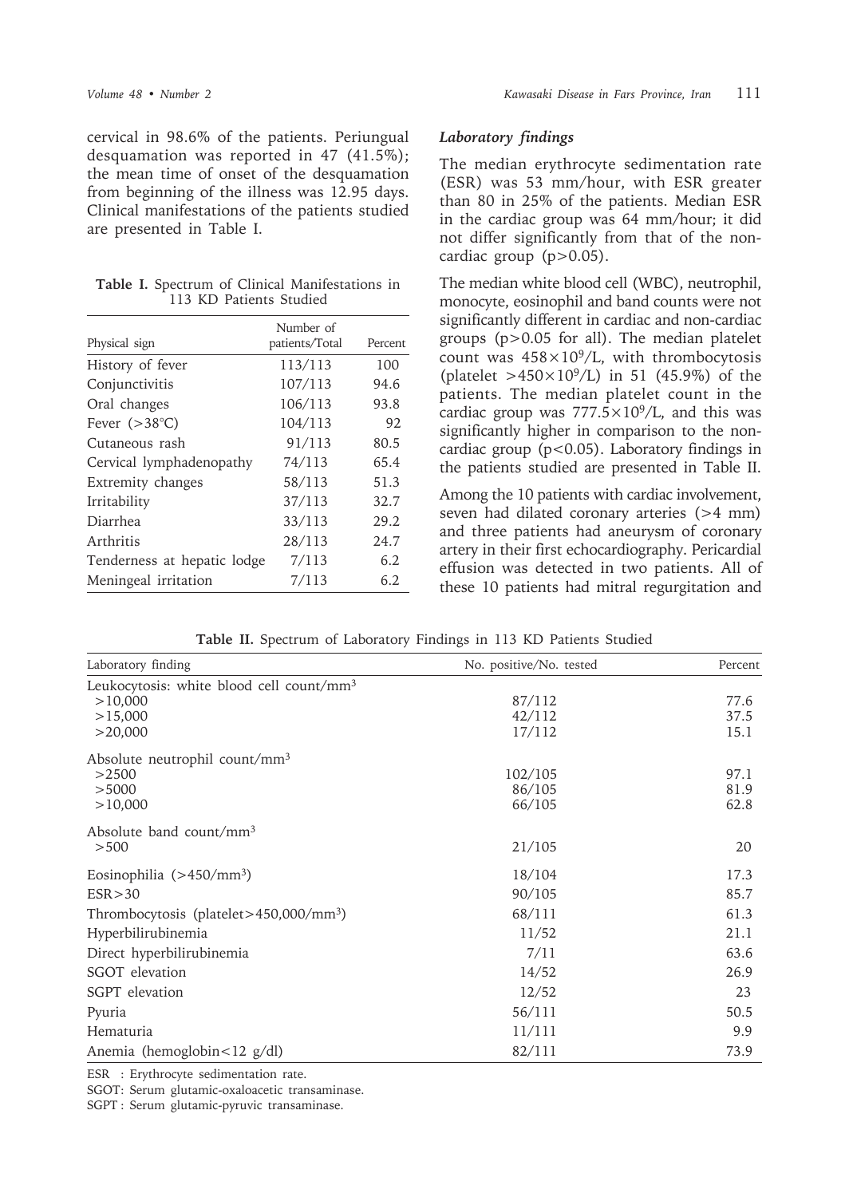cervical in 98.6% of the patients. Periungual desquamation was reported in 47 (41.5%); the mean time of onset of the desquamation from beginning of the illness was 12.95 days. Clinical manifestations of the patients studied are presented in Table I.

**Table I.** Spectrum of Clinical Manifestations in 113 KD Patients Studied

| Physical sign | Number of patients/Total | Percent |
|---|---|---|
| History of fever | 113/113 | 100 |
| Conjunctivitis | 107/113 | 94.6 |
| Oral changes | 106/113 | 93.8 |
| Fever (>38°C) | 104/113 | 92 |
| Cutaneous rash | 91/113 | 80.5 |
| Cervical lymphadenopathy | 74/113 | 65.4 |
| Extremity changes | 58/113 | 51.3 |
| Irritability | 37/113 | 32.7 |
| Diarrhea | 33/113 | 29.2 |
| Arthritis | 28/113 | 24.7 |
| Tenderness at hepatic lodge | 7/113 | 6.2 |
| Meningeal irritation | 7/113 | 6.2 |

### *Laboratory findings*

The median erythrocyte sedimentation rate (ESR) was 53 mm/hour, with ESR greater than 80 in 25% of the patients. Median ESR in the cardiac group was 64 mm/hour; it did not differ significantly from that of the non-cardiac group ($p>0.05$).

The median white blood cell (WBC), neutrophil, monocyte, eosinophil and band counts were not significantly different in cardiac and non-cardiac groups ($p>0.05$ for all). The median platelet count was $458\times10^9$/L, with thrombocytosis (platelet $>450\times10^9$/L) in 51 (45.9%) of the patients. The median platelet count in the cardiac group was $777.5\times10^9$/L, and this was significantly higher in comparison to the non-cardiac group ($p<0.05$). Laboratory findings in the patients studied are presented in Table II.

Among the 10 patients with cardiac involvement, seven had dilated coronary arteries (>4 mm) and three patients had aneurysm of coronary artery in their first echocardiography. Pericardial effusion was detected in two patients. All of these 10 patients had mitral regurgitation and

**Table II.** Spectrum of Laboratory Findings in 113 KD Patients Studied

| Laboratory finding | No. positive/No. tested | Percent |
|---|---|---|
| Leukocytosis: white blood cell count/mm$^3$ | | |
| >10,000 | 87/112 | 77.6 |
| >15,000 | 42/112 | 37.5 |
| >20,000 | 17/112 | 15.1 |
| Absolute neutrophil count/mm$^3$ | | |
| >2500 | 102/105 | 97.1 |
| >5000 | 86/105 | 81.9 |
| >10,000 | 66/105 | 62.8 |
| Absolute band count/mm$^3$ | | |
| >500 | 21/105 | 20 |
| Eosinophilia (>450/mm$^3$) | 18/104 | 17.3 |
| ESR>30 | 90/105 | 85.7 |
| Thrombocytosis (platelet>450,000/mm$^3$) | 68/111 | 61.3 |
| Hyperbilirubinemia | 11/52 | 21.1 |
| Direct hyperbilirubinemia | 7/11 | 63.6 |
| SGOT elevation | 14/52 | 26.9 |
| SGPT elevation | 12/52 | 23 |
| Pyuria | 56/111 | 50.5 |
| Hematuria | 11/111 | 9.9 |
| Anemia (hemoglobin<12 g/dl) | 82/111 | 73.9 |

ESR : Erythrocyte sedimentation rate.
SGOT: Serum glutamic-oxaloacetic transaminase.
SGPT : Serum glutamic-pyruvic transaminase.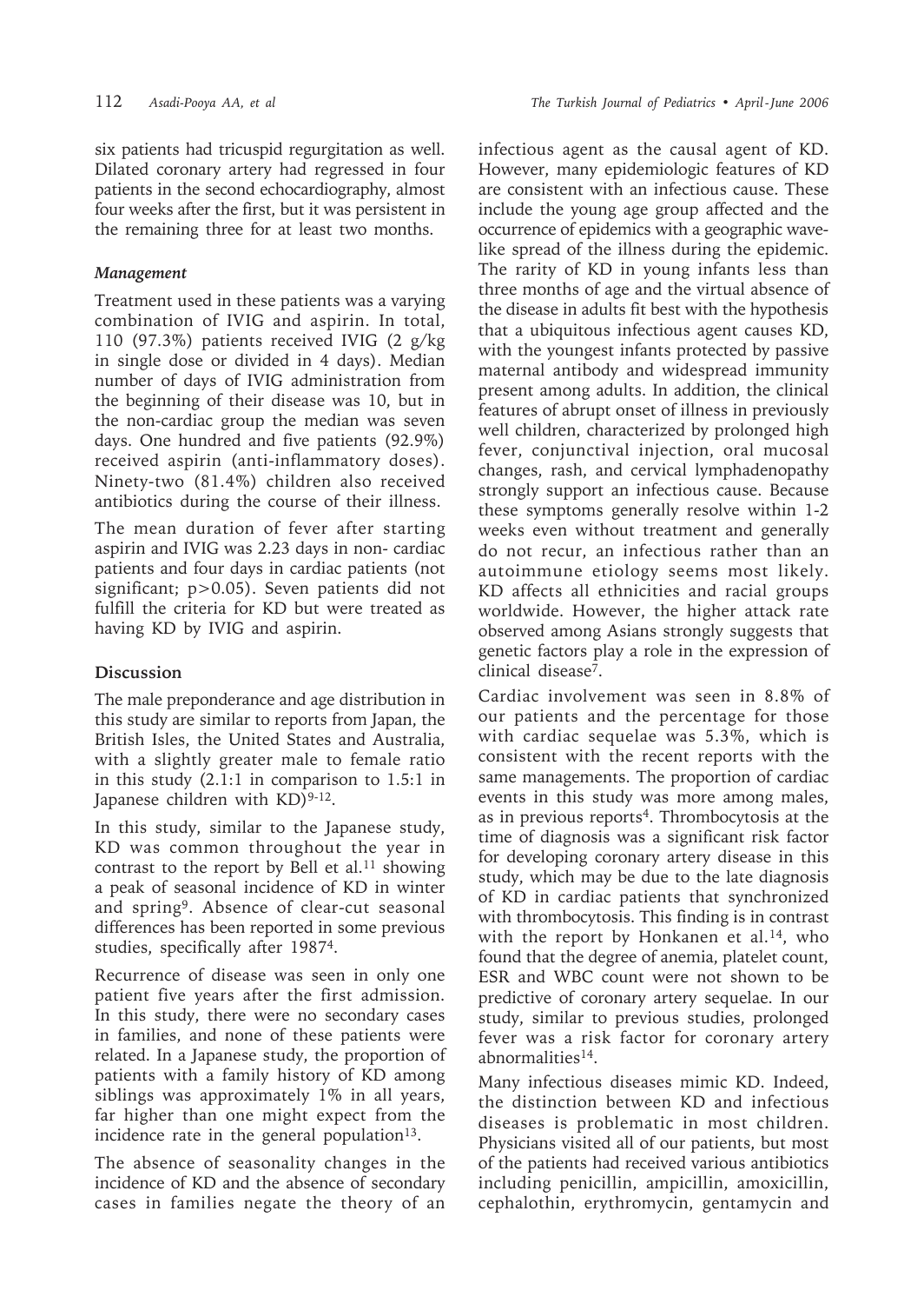six patients had tricuspid regurgitation as well. Dilated coronary artery had regressed in four patients in the second echocardiography, almost four weeks after the first, but it was persistent in the remaining three for at least two months.

### *Management*

Treatment used in these patients was a varying combination of IVIG and aspirin. In total, 110 (97.3%) patients received IVIG (2 g/kg in single dose or divided in 4 days). Median number of days of IVIG administration from the beginning of their disease was 10, but in the non-cardiac group the median was seven days. One hundred and five patients (92.9%) received aspirin (anti-inflammatory doses). Ninety-two (81.4%) children also received antibiotics during the course of their illness.

The mean duration of fever after starting aspirin and IVIG was 2.23 days in non- cardiac patients and four days in cardiac patients (not significant; $p>0.05$). Seven patients did not fulfill the criteria for KD but were treated as having KD by IVIG and aspirin.

## Discussion

The male preponderance and age distribution in this study are similar to reports from Japan, the British Isles, the United States and Australia, with a slightly greater male to female ratio in this study (2.1:1 in comparison to 1.5:1 in Japanese children with KD)[9-12].

In this study, similar to the Japanese study, KD was common throughout the year in contrast to the report by Bell et al.[11] showing a peak of seasonal incidence of KD in winter and spring[9]. Absence of clear-cut seasonal differences has been reported in some previous studies, specifically after 1987[4].

Recurrence of disease was seen in only one patient five years after the first admission. In this study, there were no secondary cases in families, and none of these patients were related. In a Japanese study, the proportion of patients with a family history of KD among siblings was approximately 1% in all years, far higher than one might expect from the incidence rate in the general population[13].

The absence of seasonality changes in the incidence of KD and the absence of secondary cases in families negate the theory of an infectious agent as the causal agent of KD. However, many epidemiologic features of KD are consistent with an infectious cause. These include the young age group affected and the occurrence of epidemics with a geographic wave-like spread of the illness during the epidemic. The rarity of KD in young infants less than three months of age and the virtual absence of the disease in adults fit best with the hypothesis that a ubiquitous infectious agent causes KD, with the youngest infants protected by passive maternal antibody and widespread immunity present among adults. In addition, the clinical features of abrupt onset of illness in previously well children, characterized by prolonged high fever, conjunctival injection, oral mucosal changes, rash, and cervical lymphadenopathy strongly support an infectious cause. Because these symptoms generally resolve within 1-2 weeks even without treatment and generally do not recur, an infectious rather than an autoimmune etiology seems most likely. KD affects all ethnicities and racial groups worldwide. However, the higher attack rate observed among Asians strongly suggests that genetic factors play a role in the expression of clinical disease[7].

Cardiac involvement was seen in 8.8% of our patients and the percentage for those with cardiac sequelae was 5.3%, which is consistent with the recent reports with the same managements. The proportion of cardiac events in this study was more among males, as in previous reports[4]. Thrombocytosis at the time of diagnosis was a significant risk factor for developing coronary artery disease in this study, which may be due to the late diagnosis of KD in cardiac patients that synchronized with thrombocytosis. This finding is in contrast with the report by Honkanen et al.[14], who found that the degree of anemia, platelet count, ESR and WBC count were not shown to be predictive of coronary artery sequelae. In our study, similar to previous studies, prolonged fever was a risk factor for coronary artery abnormalities[14].

Many infectious diseases mimic KD. Indeed, the distinction between KD and infectious diseases is problematic in most children. Physicians visited all of our patients, but most of the patients had received various antibiotics including penicillin, ampicillin, amoxicillin, cephalothin, erythromycin, gentamycin and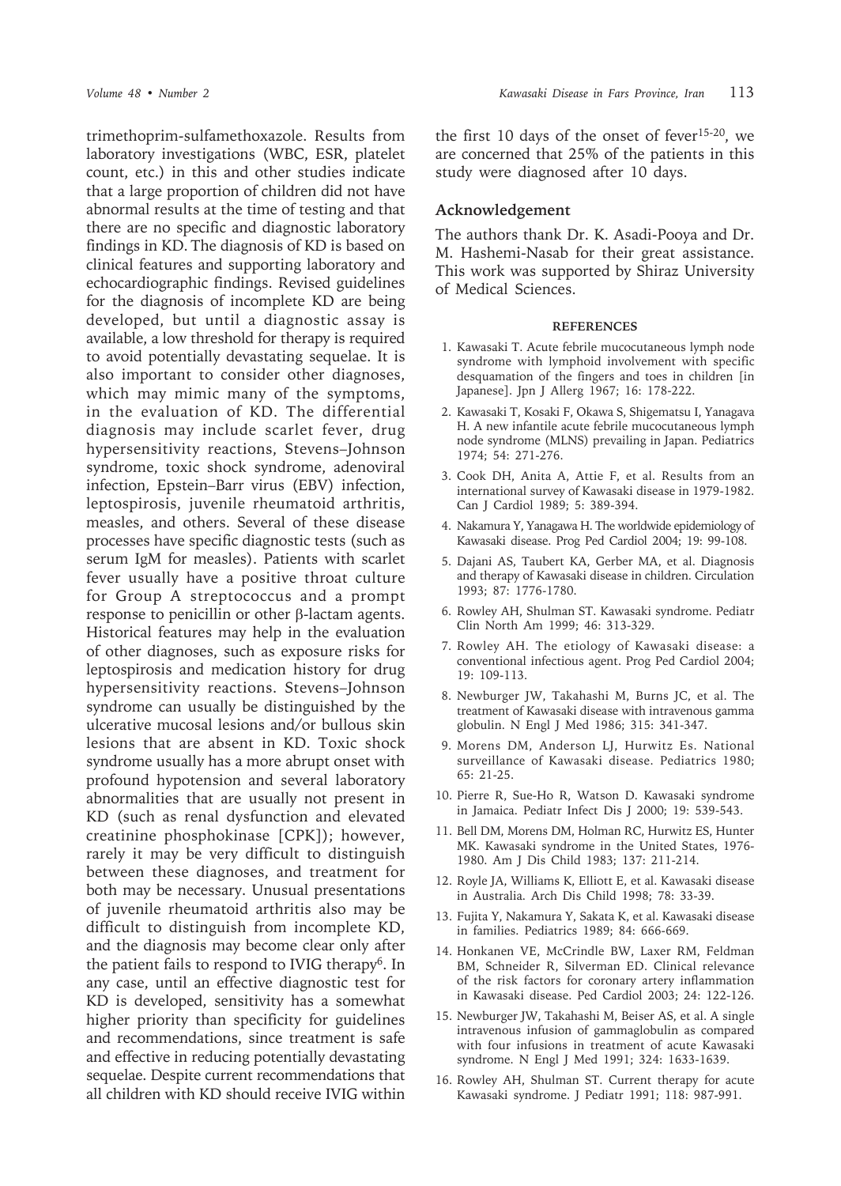trimethoprim-sulfamethoxazole. Results from laboratory investigations (WBC, ESR, platelet count, etc.) in this and other studies indicate that a large proportion of children did not have abnormal results at the time of testing and that there are no specific and diagnostic laboratory findings in KD. The diagnosis of KD is based on clinical features and supporting laboratory and echocardiographic findings. Revised guidelines for the diagnosis of incomplete KD are being developed, but until a diagnostic assay is available, a low threshold for therapy is required to avoid potentially devastating sequelae. It is also important to consider other diagnoses, which may mimic many of the symptoms, in the evaluation of KD. The differential diagnosis may include scarlet fever, drug hypersensitivity reactions, Stevens–Johnson syndrome, toxic shock syndrome, adenoviral infection, Epstein–Barr virus (EBV) infection, leptospirosis, juvenile rheumatoid arthritis, measles, and others. Several of these disease processes have specific diagnostic tests (such as serum IgM for measles). Patients with scarlet fever usually have a positive throat culture for Group A streptococcus and a prompt response to penicillin or other β-lactam agents. Historical features may help in the evaluation of other diagnoses, such as exposure risks for leptospirosis and medication history for drug hypersensitivity reactions. Stevens–Johnson syndrome can usually be distinguished by the ulcerative mucosal lesions and/or bullous skin lesions that are absent in KD. Toxic shock syndrome usually has a more abrupt onset with profound hypotension and several laboratory abnormalities that are usually not present in KD (such as renal dysfunction and elevated creatinine phosphokinase [CPK]); however, rarely it may be very difficult to distinguish between these diagnoses, and treatment for both may be necessary. Unusual presentations of juvenile rheumatoid arthritis also may be difficult to distinguish from incomplete KD, and the diagnosis may become clear only after the patient fails to respond to IVIG therapy[6]. In any case, until an effective diagnostic test for KD is developed, sensitivity has a somewhat higher priority than specificity for guidelines and recommendations, since treatment is safe and effective in reducing potentially devastating sequelae. Despite current recommendations that all children with KD should receive IVIG within the first 10 days of the onset of fever[15-20], we are concerned that 25% of the patients in this study were diagnosed after 10 days.

## Acknowledgement

The authors thank Dr. K. Asadi-Pooya and Dr. M. Hashemi-Nasab for their great assistance. This work was supported by Shiraz University of Medical Sciences.

### REFERENCES

1. Kawasaki T. Acute febrile mucocutaneous lymph node syndrome with lymphoid involvement with specific desquamation of the fingers and toes in children [in Japanese]. Jpn J Allerg 1967; 16: 178-222.
2. Kawasaki T, Kosaki F, Okawa S, Shigematsu I, Yanagava H. A new infantile acute febrile mucocutaneous lymph node syndrome (MLNS) prevailing in Japan. Pediatrics 1974; 54: 271-276.
3. Cook DH, Anita A, Attie F, et al. Results from an international survey of Kawasaki disease in 1979-1982. Can J Cardiol 1989; 5: 389-394.
4. Nakamura Y, Yanagawa H. The worldwide epidemiology of Kawasaki disease. Prog Ped Cardiol 2004; 19: 99-108.
5. Dajani AS, Taubert KA, Gerber MA, et al. Diagnosis and therapy of Kawasaki disease in children. Circulation 1993; 87: 1776-1780.
6. Rowley AH, Shulman ST. Kawasaki syndrome. Pediatr Clin North Am 1999; 46: 313-329.
7. Rowley AH. The etiology of Kawasaki disease: a conventional infectious agent. Prog Ped Cardiol 2004; 19: 109-113.
8. Newburger JW, Takahashi M, Burns JC, et al. The treatment of Kawasaki disease with intravenous gamma globulin. N Engl J Med 1986; 315: 341-347.
9. Morens DM, Anderson LJ, Hurwitz Es. National surveillance of Kawasaki disease. Pediatrics 1980; 65: 21-25.
10. Pierre R, Sue-Ho R, Watson D. Kawasaki syndrome in Jamaica. Pediatr Infect Dis J 2000; 19: 539-543.
11. Bell DM, Morens DM, Holman RC, Hurwitz ES, Hunter MK. Kawasaki syndrome in the United States, 1976-1980. Am J Dis Child 1983; 137: 211-214.
12. Royle JA, Williams K, Elliott E, et al. Kawasaki disease in Australia. Arch Dis Child 1998; 78: 33-39.
13. Fujita Y, Nakamura Y, Sakata K, et al. Kawasaki disease in families. Pediatrics 1989; 84: 666-669.
14. Honkanen VE, McCrindle BW, Laxer RM, Feldman BM, Schneider R, Silverman ED. Clinical relevance of the risk factors for coronary artery inflammation in Kawasaki disease. Ped Cardiol 2003; 24: 122-126.
15. Newburger JW, Takahashi M, Beiser AS, et al. A single intravenous infusion of gammaglobulin as compared with four infusions in treatment of acute Kawasaki syndrome. N Engl J Med 1991; 324: 1633-1639.
16. Rowley AH, Shulman ST. Current therapy for acute Kawasaki syndrome. J Pediatr 1991; 118: 987-991.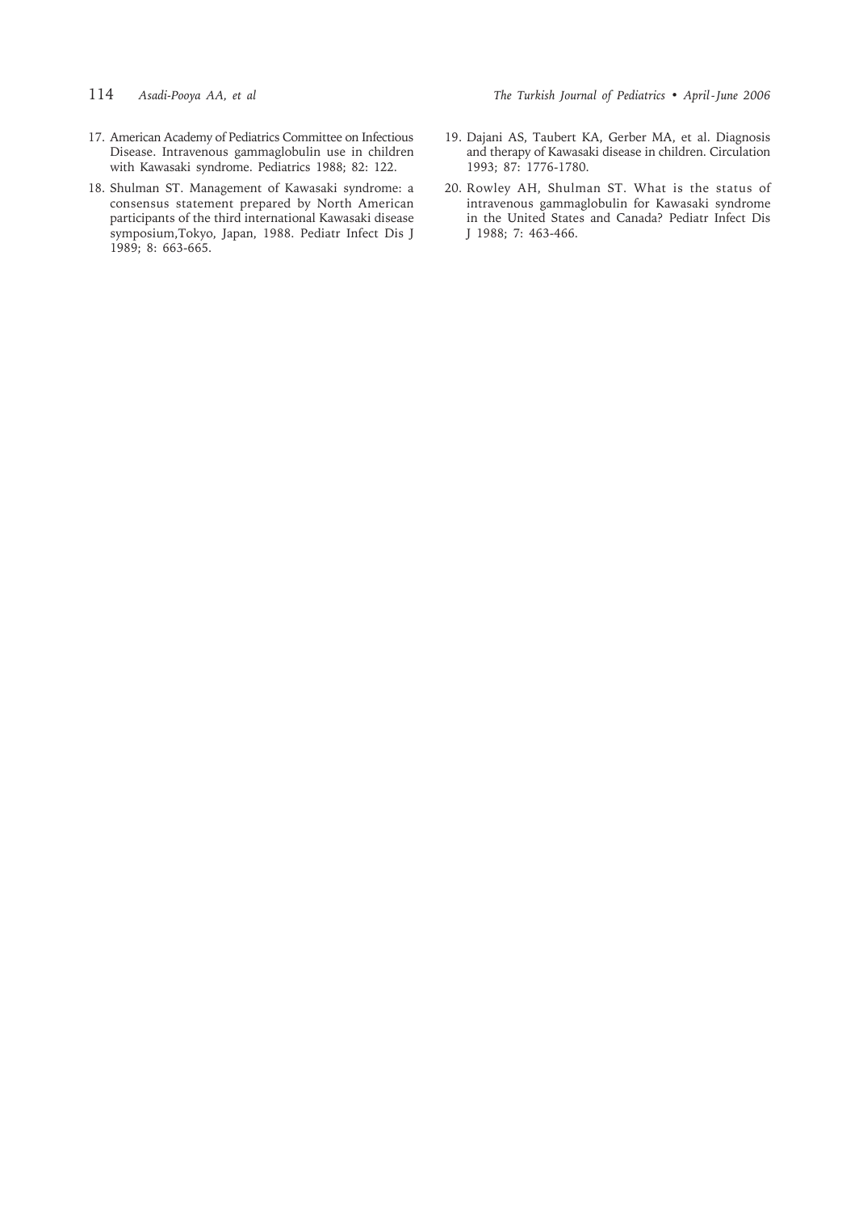17. American Academy of Pediatrics Committee on Infectious Disease. Intravenous gammaglobulin use in children with Kawasaki syndrome. Pediatrics 1988; 82: 122.
18. Shulman ST. Management of Kawasaki syndrome: a consensus statement prepared by North American participants of the third international Kawasaki disease symposium,Tokyo, Japan, 1988. Pediatr Infect Dis J 1989; 8: 663-665.
19. Dajani AS, Taubert KA, Gerber MA, et al. Diagnosis and therapy of Kawasaki disease in children. Circulation 1993; 87: 1776-1780.
20. Rowley AH, Shulman ST. What is the status of intravenous gammaglobulin for Kawasaki syndrome in the United States and Canada? Pediatr Infect Dis J 1988; 7: 463-466.